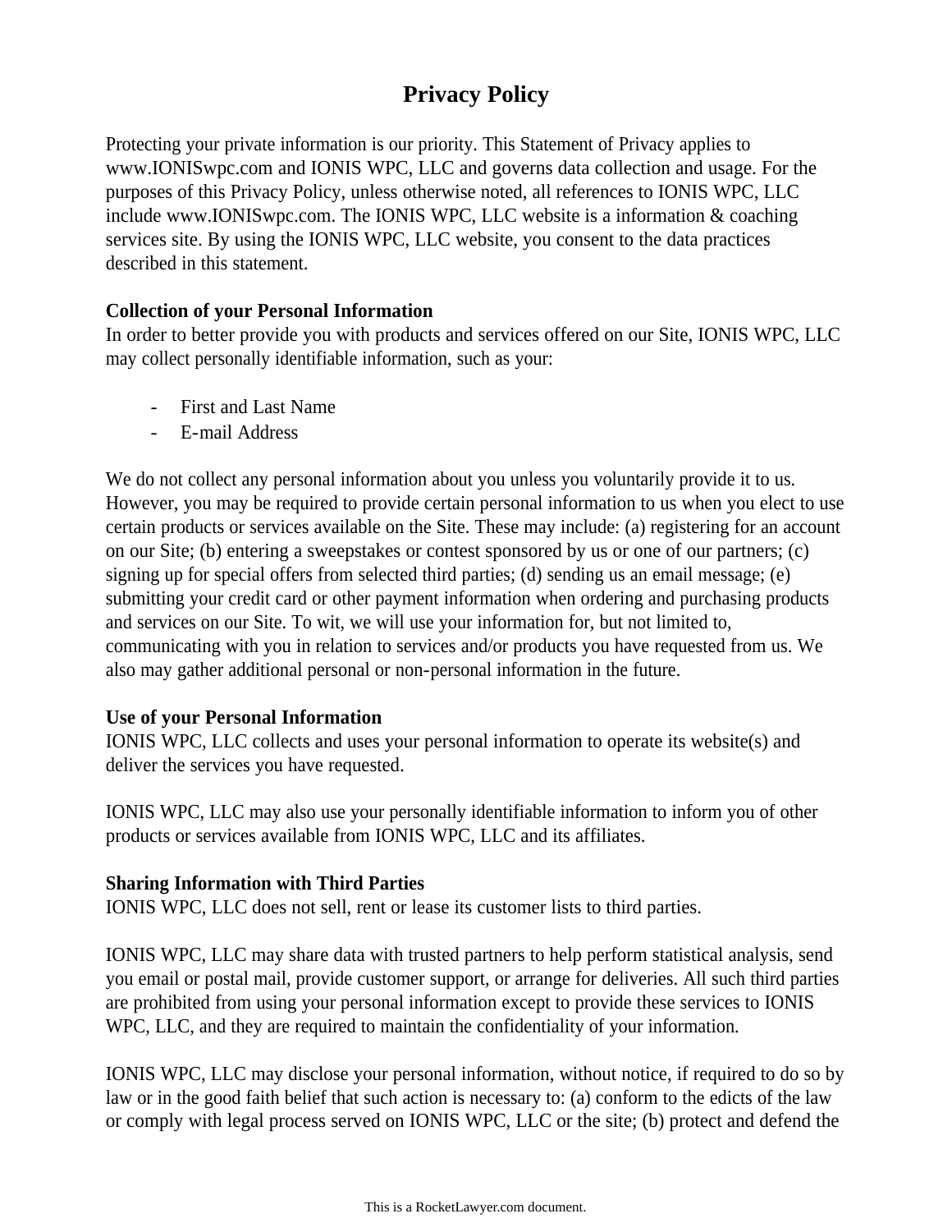# Privacy Policy

Protecting your private information is our priority. This Statement of Privacy applies to www.IONISwpc.com and IONIS WPC, LLC and governs data collection and usage. For the purposes of this Privacy Policy, unless otherwise noted, all references to IONIS WPC, LLC include www.IONISwpc.com. The IONIS WPC, LLC website is a information & coaching services site. By using the IONIS WPC, LLC website, you consent to the data practices described in this statement.

**Collection of your Personal Information**

In order to better provide you with products and services offered on our Site, IONIS WPC, LLC may collect personally identifiable information, such as your:

- First and Last Name
- E-mail Address

We do not collect any personal information about you unless you voluntarily provide it to us. However, you may be required to provide certain personal information to us when you elect to use certain products or services available on the Site. These may include: (a) registering for an account on our Site; (b) entering a sweepstakes or contest sponsored by us or one of our partners; (c) signing up for special offers from selected third parties; (d) sending us an email message; (e) submitting your credit card or other payment information when ordering and purchasing products and services on our Site. To wit, we will use your information for, but not limited to, communicating with you in relation to services and/or products you have requested from us. We also may gather additional personal or non-personal information in the future.

**Use of your Personal Information**

IONIS WPC, LLC collects and uses your personal information to operate its website(s) and deliver the services you have requested.

IONIS WPC, LLC may also use your personally identifiable information to inform you of other products or services available from IONIS WPC, LLC and its affiliates.

**Sharing Information with Third Parties**

IONIS WPC, LLC does not sell, rent or lease its customer lists to third parties.

IONIS WPC, LLC may share data with trusted partners to help perform statistical analysis, send you email or postal mail, provide customer support, or arrange for deliveries. All such third parties are prohibited from using your personal information except to provide these services to IONIS WPC, LLC, and they are required to maintain the confidentiality of your information.

IONIS WPC, LLC may disclose your personal information, without notice, if required to do so by law or in the good faith belief that such action is necessary to: (a) conform to the edicts of the law or comply with legal process served on IONIS WPC, LLC or the site; (b) protect and defend the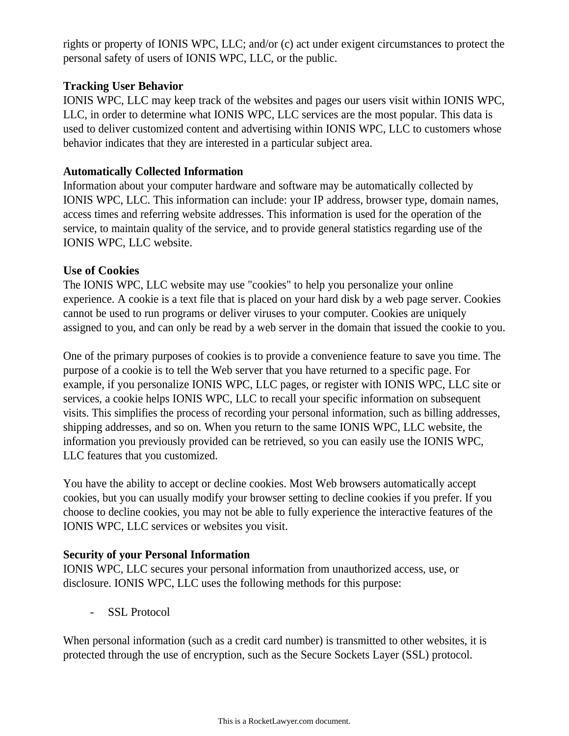rights or property of IONIS WPC, LLC; and/or (c) act under exigent circumstances to protect the personal safety of users of IONIS WPC, LLC, or the public.

**Tracking User Behavior**
IONIS WPC, LLC may keep track of the websites and pages our users visit within IONIS WPC, LLC, in order to determine what IONIS WPC, LLC services are the most popular. This data is used to deliver customized content and advertising within IONIS WPC, LLC to customers whose behavior indicates that they are interested in a particular subject area.

**Automatically Collected Information**
Information about your computer hardware and software may be automatically collected by IONIS WPC, LLC. This information can include: your IP address, browser type, domain names, access times and referring website addresses. This information is used for the operation of the service, to maintain quality of the service, and to provide general statistics regarding use of the IONIS WPC, LLC website.

**Use of Cookies**
The IONIS WPC, LLC website may use "cookies" to help you personalize your online experience. A cookie is a text file that is placed on your hard disk by a web page server. Cookies cannot be used to run programs or deliver viruses to your computer. Cookies are uniquely assigned to you, and can only be read by a web server in the domain that issued the cookie to you.

One of the primary purposes of cookies is to provide a convenience feature to save you time. The purpose of a cookie is to tell the Web server that you have returned to a specific page. For example, if you personalize IONIS WPC, LLC pages, or register with IONIS WPC, LLC site or services, a cookie helps IONIS WPC, LLC to recall your specific information on subsequent visits. This simplifies the process of recording your personal information, such as billing addresses, shipping addresses, and so on. When you return to the same IONIS WPC, LLC website, the information you previously provided can be retrieved, so you can easily use the IONIS WPC, LLC features that you customized.

You have the ability to accept or decline cookies. Most Web browsers automatically accept cookies, but you can usually modify your browser setting to decline cookies if you prefer. If you choose to decline cookies, you may not be able to fully experience the interactive features of the IONIS WPC, LLC services or websites you visit.

**Security of your Personal Information**
IONIS WPC, LLC secures your personal information from unauthorized access, use, or disclosure. IONIS WPC, LLC uses the following methods for this purpose:

- SSL Protocol

When personal information (such as a credit card number) is transmitted to other websites, it is protected through the use of encryption, such as the Secure Sockets Layer (SSL) protocol.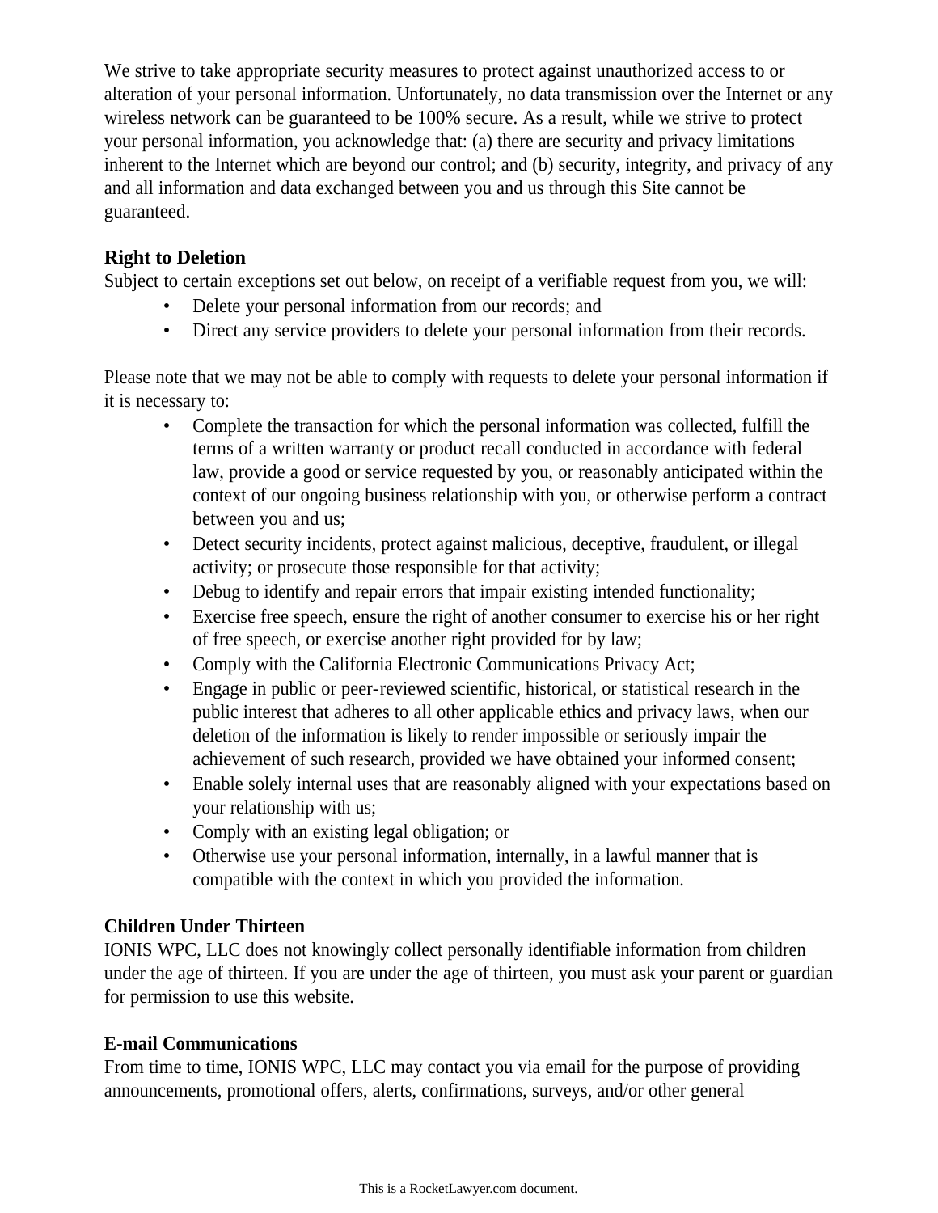We strive to take appropriate security measures to protect against unauthorized access to or alteration of your personal information. Unfortunately, no data transmission over the Internet or any wireless network can be guaranteed to be 100% secure. As a result, while we strive to protect your personal information, you acknowledge that: (a) there are security and privacy limitations inherent to the Internet which are beyond our control; and (b) security, integrity, and privacy of any and all information and data exchanged between you and us through this Site cannot be guaranteed.

**Right to Deletion**
Subject to certain exceptions set out below, on receipt of a verifiable request from you, we will:

- Delete your personal information from our records; and
- Direct any service providers to delete your personal information from their records.

Please note that we may not be able to comply with requests to delete your personal information if it is necessary to:

- Complete the transaction for which the personal information was collected, fulfill the terms of a written warranty or product recall conducted in accordance with federal law, provide a good or service requested by you, or reasonably anticipated within the context of our ongoing business relationship with you, or otherwise perform a contract between you and us;
- Detect security incidents, protect against malicious, deceptive, fraudulent, or illegal activity; or prosecute those responsible for that activity;
- Debug to identify and repair errors that impair existing intended functionality;
- Exercise free speech, ensure the right of another consumer to exercise his or her right of free speech, or exercise another right provided for by law;
- Comply with the California Electronic Communications Privacy Act;
- Engage in public or peer-reviewed scientific, historical, or statistical research in the public interest that adheres to all other applicable ethics and privacy laws, when our deletion of the information is likely to render impossible or seriously impair the achievement of such research, provided we have obtained your informed consent;
- Enable solely internal uses that are reasonably aligned with your expectations based on your relationship with us;
- Comply with an existing legal obligation; or
- Otherwise use your personal information, internally, in a lawful manner that is compatible with the context in which you provided the information.

**Children Under Thirteen**
IONIS WPC, LLC does not knowingly collect personally identifiable information from children under the age of thirteen. If you are under the age of thirteen, you must ask your parent or guardian for permission to use this website.

**E-mail Communications**
From time to time, IONIS WPC, LLC may contact you via email for the purpose of providing announcements, promotional offers, alerts, confirmations, surveys, and/or other general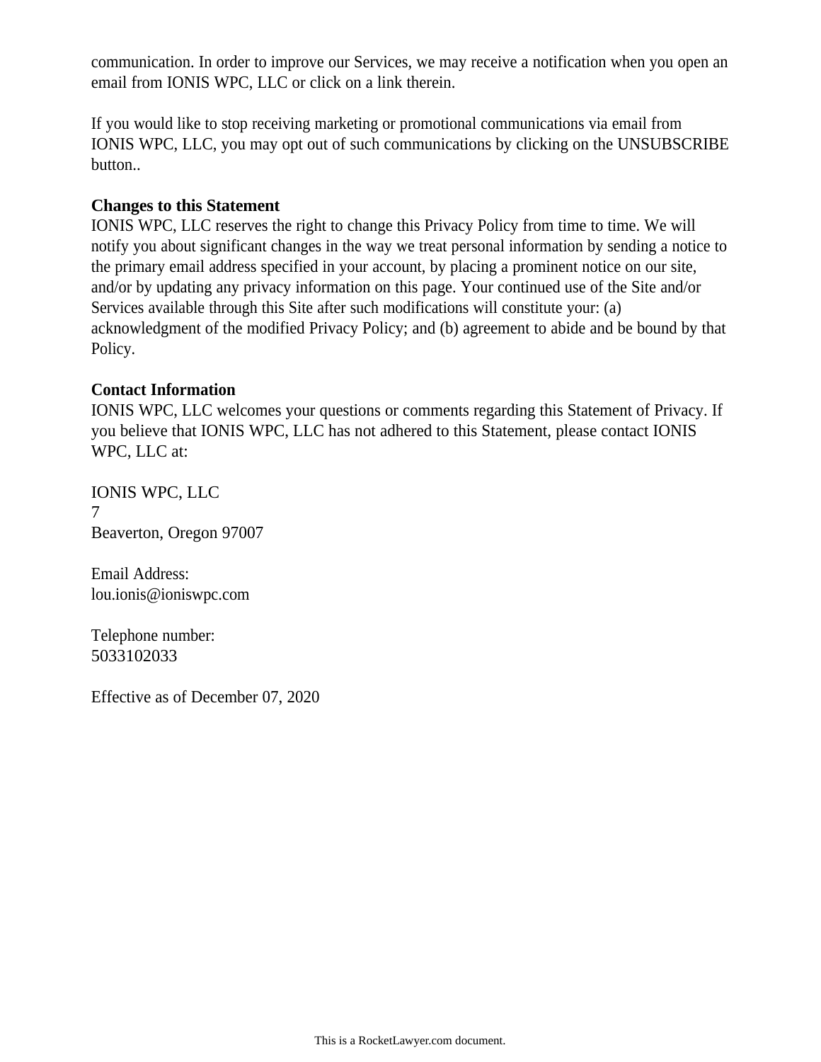communication. In order to improve our Services, we may receive a notification when you open an email from IONIS WPC, LLC or click on a link therein.

If you would like to stop receiving marketing or promotional communications via email from IONIS WPC, LLC, you may opt out of such communications by clicking on the UNSUBSCRIBE button..

**Changes to this Statement**

IONIS WPC, LLC reserves the right to change this Privacy Policy from time to time. We will notify you about significant changes in the way we treat personal information by sending a notice to the primary email address specified in your account, by placing a prominent notice on our site, and/or by updating any privacy information on this page. Your continued use of the Site and/or Services available through this Site after such modifications will constitute your: (a) acknowledgment of the modified Privacy Policy; and (b) agreement to abide and be bound by that Policy.

**Contact Information**

IONIS WPC, LLC welcomes your questions or comments regarding this Statement of Privacy. If you believe that IONIS WPC, LLC has not adhered to this Statement, please contact IONIS WPC, LLC at:

IONIS WPC, LLC
7
Beaverton, Oregon 97007

Email Address:
lou.ionis@ioniswpc.com

Telephone number:
5033102033

Effective as of December 07, 2020

This is a RocketLawyer.com document.